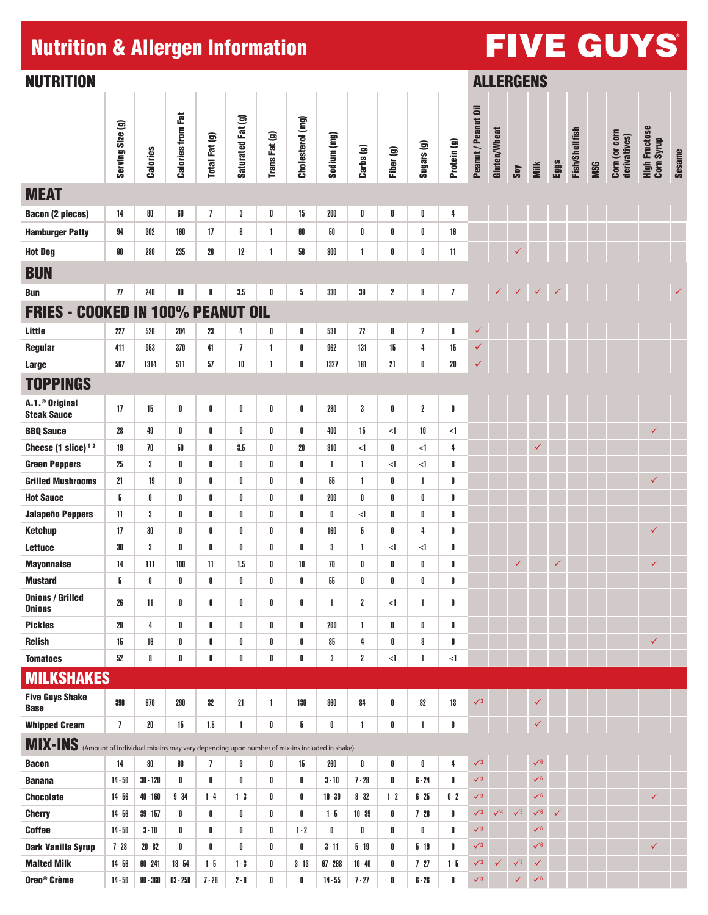# Nutrition & Allergen Information

**FIVE GUYS**

| NUTRITION | Serving Size (g) | Calories | Calories from Fat | Total Fat (g) | Saturated Fat (g) | Trans Fat (g) | Cholesterol (mg) | Sodium (mg) | Carbs (g) | Fiber (g) | Sugars (g) | Protein (g) | Peanut / Peanut Oil | Gluten/Wheat | Soy | Milk | Eggs | Fish/Shellfish | MSG | Corn (or corn derivatives) | High Fructose Corn Syrup | Sesame |
|---|---|---|---|---|---|---|---|---|---|---|---|---|---|---|---|---|---|---|---|---|---|---|
| **MEAT** | | | | | | | | | | | | | | | | | | | | | | |
| Bacon (2 pieces) | 14 | 80 | 60 | 7 | 3 | 0 | 15 | 260 | 0 | 0 | 0 | 4 | | | | | | | | | | |
| Hamburger Patty | 94 | 302 | 160 | 17 | 8 | 1 | 60 | 50 | 0 | 0 | 0 | 16 | | | | | | | | | | |
| Hot Dog | 90 | 280 | 235 | 26 | 12 | 1 | 56 | 800 | 1 | 0 | 0 | 11 | | | ✓ | | | | | | | |
| **BUN** | | | | | | | | | | | | | | | | | | | | | | |
| Bun | 77 | 240 | 80 | 9 | 3.5 | 0 | 5 | 330 | 39 | 2 | 8 | 7 | | ✓ | ✓ | ✓ | ✓ | | | | | ✓ |
| **FRIES - COOKED IN 100% PEANUT OIL** | | | | | | | | | | | | | | | | | | | | | | |
| Little | 227 | 526 | 204 | 23 | 4 | 0 | 0 | 531 | 72 | 8 | 2 | 8 | ✓ | | | | | | | | | |
| Regular | 411 | 953 | 370 | 41 | 7 | 1 | 0 | 962 | 131 | 15 | 4 | 15 | ✓ | | | | | | | | | |
| Large | 567 | 1314 | 511 | 57 | 10 | 1 | 0 | 1327 | 181 | 21 | 6 | 20 | ✓ | | | | | | | | | |
| **TOPPINGS** | | | | | | | | | | | | | | | | | | | | | | |
| A.1.® Original Steak Sauce | 17 | 15 | 0 | 0 | 0 | 0 | 0 | 280 | 3 | 0 | 2 | 0 | | | | | | | | | | |
| BBQ Sauce | 28 | 49 | 0 | 0 | 0 | 0 | 0 | 400 | 15 | <1 | 10 | <1 | | | | | | | | | ✓ | |
| Cheese (1 slice) [1] [2] | 19 | 70 | 50 | 6 | 3.5 | 0 | 20 | 310 | <1 | 0 | <1 | 4 | | | | ✓ | | | | | | |
| Green Peppers | 25 | 3 | 0 | 0 | 0 | 0 | 0 | 1 | 1 | <1 | <1 | 0 | | | | | | | | | | |
| Grilled Mushrooms | 21 | 19 | 0 | 0 | 0 | 0 | 0 | 55 | 1 | 0 | 1 | 0 | | | | | | | | | ✓ | |
| Hot Sauce | 5 | 0 | 0 | 0 | 0 | 0 | 0 | 200 | 0 | 0 | 0 | 0 | | | | | | | | | | |
| Jalapeño Peppers | 11 | 3 | 0 | 0 | 0 | 0 | 0 | 0 | <1 | 0 | 0 | 0 | | | | | | | | | | |
| Ketchup | 17 | 30 | 0 | 0 | 0 | 0 | 0 | 160 | 5 | 0 | 4 | 0 | | | | | | | | | ✓ | |
| Lettuce | 30 | 3 | 0 | 0 | 0 | 0 | 0 | 3 | 1 | <1 | <1 | 0 | | | | | | | | | | |
| Mayonnaise | 14 | 111 | 100 | 11 | 1.5 | 0 | 10 | 70 | 0 | 0 | 0 | 0 | | | ✓ | | ✓ | | | | ✓ | |
| Mustard | 5 | 0 | 0 | 0 | 0 | 0 | 0 | 55 | 0 | 0 | 0 | 0 | | | | | | | | | | |
| Onions / Grilled Onions | 26 | 11 | 0 | 0 | 0 | 0 | 0 | 1 | 2 | <1 | 1 | 0 | | | | | | | | | | |
| Pickles | 28 | 4 | 0 | 0 | 0 | 0 | 0 | 260 | 1 | 0 | 0 | 0 | | | | | | | | | | |
| Relish | 15 | 16 | 0 | 0 | 0 | 0 | 0 | 85 | 4 | 0 | 3 | 0 | | | | | | | | | ✓ | |
| Tomatoes | 52 | 8 | 0 | 0 | 0 | 0 | 0 | 3 | 2 | <1 | 1 | <1 | | | | | | | | | | |
| **MILKSHAKES** | | | | | | | | | | | | | | | | | | | | | | |
| Five Guys Shake Base | 396 | 670 | 290 | 32 | 21 | 1 | 130 | 360 | 84 | 0 | 82 | 13 | ✓[3] | | | ✓ | | | | | | |
| Whipped Cream | 7 | 20 | 15 | 1.5 | 1 | 0 | 5 | 0 | 1 | 0 | 1 | 0 | | | | ✓ | | | | | | |
| **MIX-INS** (Amount of individual mix-ins may vary depending upon number of mix-ins included in shake) | | | | | | | | | | | | | | | | | | | | | | |
| Bacon | 14 | 80 | 60 | 7 | 3 | 0 | 15 | 260 | 0 | 0 | 0 | 4 | ✓[3] | | | ✓[6] | | | | | | |
| Banana | 14 - 56 | 30 - 120 | 0 | 0 | 0 | 0 | 0 | 3 - 10 | 7 - 28 | 0 | 6 - 24 | 0 | ✓[3] | | | ✓[6] | | | | | | |
| Chocolate | 14 - 56 | 40 - 160 | 9 - 34 | 1 - 4 | 1 - 3 | 0 | 0 | 10 - 39 | 8 - 32 | 1 - 2 | 6 - 25 | 0 - 2 | ✓[3] | | | ✓[6] | | | | | ✓ | |
| Cherry | 14 - 56 | 39 - 157 | 0 | 0 | 0 | 0 | 0 | 1 - 5 | 10 - 39 | 0 | 7 - 26 | 0 | ✓[3] | ✓[4] | ✓[5] | ✓[6] | ✓ | | | | | |
| Coffee | 14 - 56 | 3 - 10 | 0 | 0 | 0 | 0 | 1 - 2 | 0 | 0 | 0 | 0 | 0 | ✓[3] | | | ✓[6] | | | | | | |
| Dark Vanilla Syrup | 7 - 28 | 20 - 82 | 0 | 0 | 0 | 0 | 0 | 3 - 11 | 5 - 19 | 0 | 5 - 19 | 0 | ✓[3] | | | ✓[6] | | | | | ✓ | |
| Malted Milk | 14 - 56 | 60 - 241 | 13 - 54 | 1 - 5 | 1 - 3 | 0 | 3 - 13 | 67 - 268 | 10 - 40 | 0 | 7 - 27 | 1 - 5 | ✓[3] | ✓ | ✓[5] | ✓ | | | | | | |
| Oreo® Crème | 14 - 56 | 90 - 360 | 63 - 258 | 7 - 28 | 2 - 8 | 0 | 0 | 14 - 55 | 7 - 27 | 0 | 6 - 26 | 0 | ✓[3] | | ✓ | ✓[6] | | | | | | |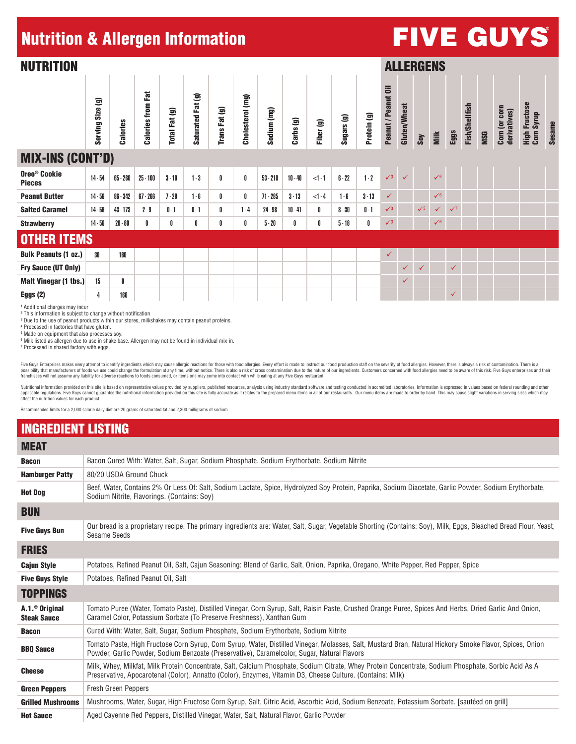# Nutrition & Allergen Information

**FIVE GUYS**

## NUTRITION / ALLERGENS

| | NUTRITION | | | | | | | | | | | | ALLERGENS | | | | | | | | | |
|---|---|---|---|---|---|---|---|---|---|---|---|---|---|---|---|---|---|---|---|---|---|---|
| | Serving Size (g) | Calories | Calories from Fat | Total Fat (g) | Saturated Fat (g) | Trans Fat (g) | Cholesterol (mg) | Sodium (mg) | Carbs (g) | Fiber (g) | Sugars (g) | Protein (g) | Peanut / Peanut Oil | Gluten/Wheat | Soy | Milk | Eggs | Fish/Shellfish | MSG | Corn (or corn derivatives) | High Fructose Corn Syrup | Sesame |
| **MIX-INS (CONT'D)** | | | | | | | | | | | | | | | | | | | | | | |
| **Oreo® Cookie Pieces** | 14 - 54 | 65 - 260 | 25 - 100 | 3 - 10 | 1 - 3 | 0 | 0 | 53 - 210 | 10 - 40 | <1 - 1 | 6 - 22 | 1 - 2 | ✓[3] | ✓ | | ✓[6] | | | | | | |
| **Peanut Butter** | 14 - 56 | 86 - 342 | 67 - 266 | 7 - 29 | 1 - 6 | 0 | 0 | 71 - 285 | 3 - 13 | <1 - 4 | 1 - 6 | 3 - 13 | ✓ | | | ✓[6] | | | | | | |
| **Salted Caramel** | 14 - 56 | 43 - 173 | 2 - 9 | 0 - 1 | 0 - 1 | 0 | 1 - 4 | 24 - 98 | 10 - 41 | 0 | 8 - 30 | 0 - 1 | ✓[3] | | ✓[5] | ✓ | ✓[7] | | | | | |
| **Strawberry** | 14 - 56 | 20 - 80 | 0 | 0 | 0 | 0 | 0 | 5 - 20 | 0 | 0 | 5 - 18 | 0 | ✓[3] | | | ✓[6] | | | | | | |
| **OTHER ITEMS** | | | | | | | | | | | | | | | | | | | | | | |
| **Bulk Peanuts (1 oz.)** | 30 | 160 | | | | | | | | | | | ✓ | | | | | | | | | |
| **Fry Sauce (UT Only)** | | | | | | | | | | | | | | ✓ | ✓ | | ✓ | | | | | |
| **Malt Vinegar (1 tbs.)** | 15 | 0 | | | | | | | | | | | | ✓ | | | | | | | | |
| **Eggs (2)** | 4 | 160 | | | | | | | | | | | | | | | ✓ | | | | | |

[1] Additional charges may incur
[2] This information is subject to change without notification
[3] Due to the use of peanut products within our stores, milkshakes may contain peanut proteins.
[4] Processed in factories that have gluten.
[5] Made on equipment that also processes soy.
[6] Milk listed as allergen due to use in shake base. Allergen may not be found in individual mix-in.
[7] Processed in shared factory with eggs.

Five Guys Enterprises makes every attempt to identify ingredients which may cause allergic reactions for those with food allergies. Every effort is made to instruct our food production staff on the severity of food allergies. However, there is always a risk of contamination. There is a possibility that manufacturers of foods we use could change the formulation at any time, without notice. There is also a risk of cross contamination due to the nature of our ingredients. Customers concerned with food allergies need to be aware of this risk. Five Guys enterprises and their franchisees will not assume any liability for adverse reactions to foods consumed, or items one may come into contact with while eating at any Five Guys restaurant.

Nutritional information provided on this site is based on representative values provided by suppliers, published resources, analysis using industry standard software and testing conducted in accredited laboratories. Information is expressed in values based on federal rounding and other applicable regulations. Five Guys cannot guarantee the nutritional information provided on this site is fully accurate as it relates to the prepared menu items in all of our restaurants. Our menu items are made to order by hand. This may cause slight variations in serving sizes which may affect the nutrition values for each product.

Recommended limits for a 2,000 calorie daily diet are 20 grams of saturated fat and 2,300 milligrams of sodium.

## INGREDIENT LISTING

| | |
|---|---|
| **MEAT** | |
| **Bacon** | Bacon Cured With: Water, Salt, Sugar, Sodium Phosphate, Sodium Erythorbate, Sodium Nitrite |
| **Hamburger Patty** | 80/20 USDA Ground Chuck |
| **Hot Dog** | Beef, Water, Contains 2% Or Less Of: Salt, Sodium Lactate, Spice, Hydrolyzed Soy Protein, Paprika, Sodium Diacetate, Garlic Powder, Sodium Erythorbate, Sodium Nitrite, Flavorings. (Contains: Soy) |
| **BUN** | |
| **Five Guys Bun** | Our bread is a proprietary recipe. The primary ingredients are: Water, Salt, Sugar, Vegetable Shorting (Contains: Soy), Milk, Eggs, Bleached Bread Flour, Yeast, Sesame Seeds |
| **FRIES** | |
| **Cajun Style** | Potatoes, Refined Peanut Oil, Salt, Cajun Seasoning: Blend of Garlic, Salt, Onion, Paprika, Oregano, White Pepper, Red Pepper, Spice |
| **Five Guys Style** | Potatoes, Refined Peanut Oil, Salt |
| **TOPPINGS** | |
| **A.1.® Original Steak Sauce** | Tomato Puree (Water, Tomato Paste), Distilled Vinegar, Corn Syrup, Salt, Raisin Paste, Crushed Orange Puree, Spices And Herbs, Dried Garlic And Onion, Caramel Color, Potassium Sorbate (To Preserve Freshness), Xanthan Gum |
| **Bacon** | Cured With: Water, Salt, Sugar, Sodium Phosphate, Sodium Erythorbate, Sodium Nitrite |
| **BBQ Sauce** | Tomato Paste, High Fructose Corn Syrup, Corn Syrup, Water, Distilled Vinegar, Molasses, Salt, Mustard Bran, Natural Hickory Smoke Flavor, Spices, Onion Powder, Garlic Powder, Sodium Benzoate (Preservative), Caramelcolor, Sugar, Natural Flavors |
| **Cheese** | Milk, Whey, Milkfat, Milk Protein Concentrate, Salt, Calcium Phosphate, Sodium Citrate, Whey Protein Concentrate, Sodium Phosphate, Sorbic Acid As A Preservative, Apocarotenal (Color), Annatto (Color), Enzymes, Vitamin D3, Cheese Culture. (Contains: Milk) |
| **Green Peppers** | Fresh Green Peppers |
| **Grilled Mushrooms** | Mushrooms, Water, Sugar, High Fructose Corn Syrup, Salt, Citric Acid, Ascorbic Acid, Sodium Benzoate, Potassium Sorbate. [sautéed on grill] |
| **Hot Sauce** | Aged Cayenne Red Peppers, Distilled Vinegar, Water, Salt, Natural Flavor, Garlic Powder |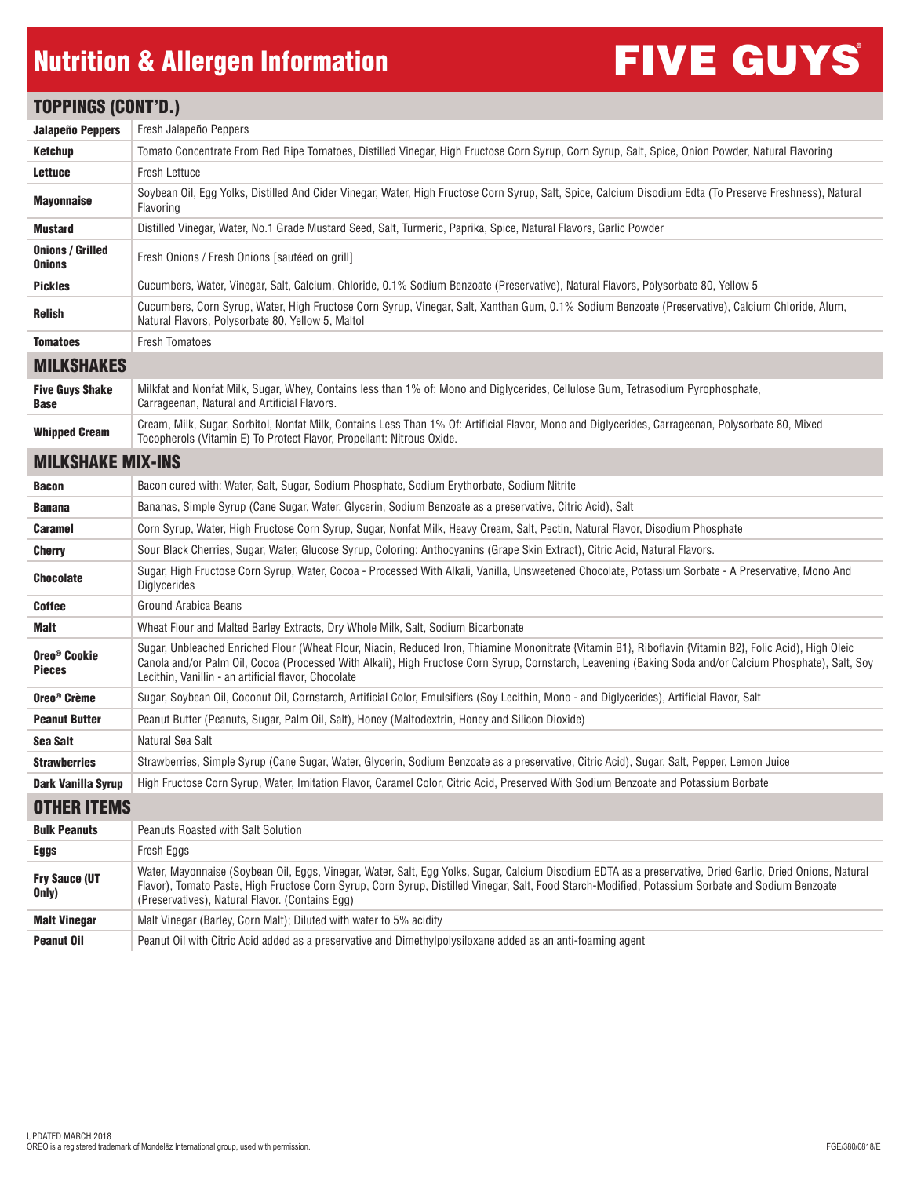# Nutrition & Allergen Information

**FIVE GUYS®**

## TOPPINGS (CONT'D.)

| | |
|---|---|
| **Jalapeño Peppers** | Fresh Jalapeño Peppers |
| **Ketchup** | Tomato Concentrate From Red Ripe Tomatoes, Distilled Vinegar, High Fructose Corn Syrup, Corn Syrup, Salt, Spice, Onion Powder, Natural Flavoring |
| **Lettuce** | Fresh Lettuce |
| **Mayonnaise** | Soybean Oil, Egg Yolks, Distilled And Cider Vinegar, Water, High Fructose Corn Syrup, Salt, Spice, Calcium Disodium Edta (To Preserve Freshness), Natural Flavoring |
| **Mustard** | Distilled Vinegar, Water, No.1 Grade Mustard Seed, Salt, Turmeric, Paprika, Spice, Natural Flavors, Garlic Powder |
| **Onions / Grilled Onions** | Fresh Onions / Fresh Onions [sautéed on grill] |
| **Pickles** | Cucumbers, Water, Vinegar, Salt, Calcium, Chloride, 0.1% Sodium Benzoate (Preservative), Natural Flavors, Polysorbate 80, Yellow 5 |
| **Relish** | Cucumbers, Corn Syrup, Water, High Fructose Corn Syrup, Vinegar, Salt, Xanthan Gum, 0.1% Sodium Benzoate (Preservative), Calcium Chloride, Alum, Natural Flavors, Polysorbate 80, Yellow 5, Maltol |
| **Tomatoes** | Fresh Tomatoes |

## MILKSHAKES

| | |
|---|---|
| **Five Guys Shake Base** | Milkfat and Nonfat Milk, Sugar, Whey, Contains less than 1% of: Mono and Diglycerides, Cellulose Gum, Tetrasodium Pyrophosphate, Carrageenan, Natural and Artificial Flavors. |
| **Whipped Cream** | Cream, Milk, Sugar, Sorbitol, Nonfat Milk, Contains Less Than 1% Of: Artificial Flavor, Mono and Diglycerides, Carrageenan, Polysorbate 80, Mixed Tocopherols (Vitamin E) To Protect Flavor, Propellant: Nitrous Oxide. |

## MILKSHAKE MIX-INS

| | |
|---|---|
| **Bacon** | Bacon cured with: Water, Salt, Sugar, Sodium Phosphate, Sodium Erythorbate, Sodium Nitrite |
| **Banana** | Bananas, Simple Syrup (Cane Sugar, Water, Glycerin, Sodium Benzoate as a preservative, Citric Acid), Salt |
| **Caramel** | Corn Syrup, Water, High Fructose Corn Syrup, Sugar, Nonfat Milk, Heavy Cream, Salt, Pectin, Natural Flavor, Disodium Phosphate |
| **Cherry** | Sour Black Cherries, Sugar, Water, Glucose Syrup, Coloring: Anthocyanins (Grape Skin Extract), Citric Acid, Natural Flavors. |
| **Chocolate** | Sugar, High Fructose Corn Syrup, Water, Cocoa - Processed With Alkali, Vanilla, Unsweetened Chocolate, Potassium Sorbate - A Preservative, Mono And Diglycerides |
| **Coffee** | Ground Arabica Beans |
| **Malt** | Wheat Flour and Malted Barley Extracts, Dry Whole Milk, Salt, Sodium Bicarbonate |
| **Oreo® Cookie Pieces** | Sugar, Unbleached Enriched Flour (Wheat Flour, Niacin, Reduced Iron, Thiamine Mononitrate {Vitamin B1}, Riboflavin {Vitamin B2}, Folic Acid), High Oleic Canola and/or Palm Oil, Cocoa (Processed With Alkali), High Fructose Corn Syrup, Cornstarch, Leavening (Baking Soda and/or Calcium Phosphate), Salt, Soy Lecithin, Vanillin - an artificial flavor, Chocolate |
| **Oreo® Crème** | Sugar, Soybean Oil, Coconut Oil, Cornstarch, Artificial Color, Emulsifiers (Soy Lecithin, Mono - and Diglycerides), Artificial Flavor, Salt |
| **Peanut Butter** | Peanut Butter (Peanuts, Sugar, Palm Oil, Salt), Honey (Maltodextrin, Honey and Silicon Dioxide) |
| **Sea Salt** | Natural Sea Salt |
| **Strawberries** | Strawberries, Simple Syrup (Cane Sugar, Water, Glycerin, Sodium Benzoate as a preservative, Citric Acid), Sugar, Salt, Pepper, Lemon Juice |
| **Dark Vanilla Syrup** | High Fructose Corn Syrup, Water, Imitation Flavor, Caramel Color, Citric Acid, Preserved With Sodium Benzoate and Potassium Borbate |

## OTHER ITEMS

| | |
|---|---|
| **Bulk Peanuts** | Peanuts Roasted with Salt Solution |
| **Eggs** | Fresh Eggs |
| **Fry Sauce (UT Only)** | Water, Mayonnaise (Soybean Oil, Eggs, Vinegar, Water, Salt, Egg Yolks, Sugar, Calcium Disodium EDTA as a preservative, Dried Garlic, Dried Onions, Natural Flavor), Tomato Paste, High Fructose Corn Syrup, Corn Syrup, Distilled Vinegar, Salt, Food Starch-Modified, Potassium Sorbate and Sodium Benzoate (Preservatives), Natural Flavor. (Contains Egg) |
| **Malt Vinegar** | Malt Vinegar (Barley, Corn Malt); Diluted with water to 5% acidity |
| **Peanut Oil** | Peanut Oil with Citric Acid added as a preservative and Dimethylpolysiloxane added as an anti-foaming agent |

UPDATED MARCH 2018
OREO is a registered trademark of Mondelēz International group, used with permission.

FGE/380/0818/E